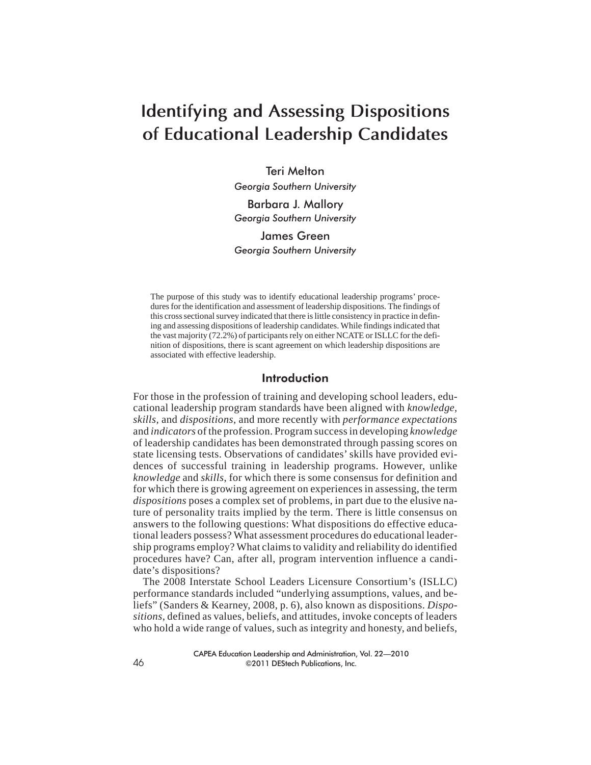# Identifying and Assessing Dispositions of Educational Leadership Candidates

Teri Melton
*Georgia Southern University*

Barbara J. Mallory
*Georgia Southern University*

James Green
*Georgia Southern University*

The purpose of this study was to identify educational leadership programs' procedures for the identification and assessment of leadership dispositions. The findings of this cross sectional survey indicated that there is little consistency in practice in defining and assessing dispositions of leadership candidates. While findings indicated that the vast majority (72.2%) of participants rely on either NCATE or ISLLC for the definition of dispositions, there is scant agreement on which leadership dispositions are associated with effective leadership.

## Introduction

For those in the profession of training and developing school leaders, educational leadership program standards have been aligned with *knowledge*, *skills*, and *dispositions*, and more recently with *performance expectations* and *indicators* of the profession. Program success in developing *knowledge* of leadership candidates has been demonstrated through passing scores on state licensing tests. Observations of candidates' skills have provided evidences of successful training in leadership programs. However, unlike *knowledge* and *skills*, for which there is some consensus for definition and for which there is growing agreement on experiences in assessing, the term *dispositions* poses a complex set of problems, in part due to the elusive nature of personality traits implied by the term. There is little consensus on answers to the following questions: What dispositions do effective educational leaders possess? What assessment procedures do educational leadership programs employ? What claims to validity and reliability do identified procedures have? Can, after all, program intervention influence a candidate's dispositions?

The 2008 Interstate School Leaders Licensure Consortium's (ISLLC) performance standards included "underlying assumptions, values, and beliefs" (Sanders & Kearney, 2008, p. 6), also known as dispositions. *Dispositions*, defined as values, beliefs, and attitudes, invoke concepts of leaders who hold a wide range of values, such as integrity and honesty, and beliefs,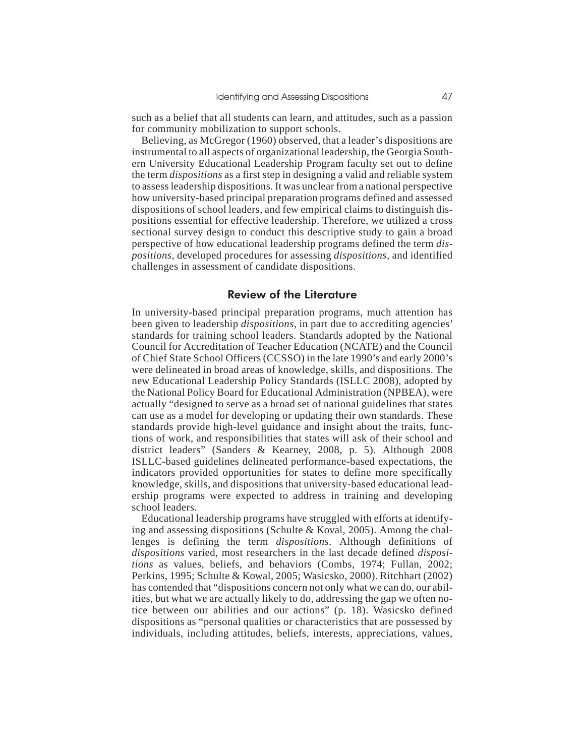such as a belief that all students can learn, and attitudes, such as a passion for community mobilization to support schools.

Believing, as McGregor (1960) observed, that a leader's dispositions are instrumental to all aspects of organizational leadership, the Georgia Southern University Educational Leadership Program faculty set out to define the term *dispositions* as a first step in designing a valid and reliable system to assess leadership dispositions. It was unclear from a national perspective how university-based principal preparation programs defined and assessed dispositions of school leaders, and few empirical claims to distinguish dispositions essential for effective leadership. Therefore, we utilized a cross sectional survey design to conduct this descriptive study to gain a broad perspective of how educational leadership programs defined the term *dispositions*, developed procedures for assessing *dispositions*, and identified challenges in assessment of candidate dispositions.

## Review of the Literature

In university-based principal preparation programs, much attention has been given to leadership *dispositions*, in part due to accrediting agencies' standards for training school leaders. Standards adopted by the National Council for Accreditation of Teacher Education (NCATE) and the Council of Chief State School Officers (CCSSO) in the late 1990's and early 2000's were delineated in broad areas of knowledge, skills, and dispositions. The new Educational Leadership Policy Standards (ISLLC 2008), adopted by the National Policy Board for Educational Administration (NPBEA), were actually "designed to serve as a broad set of national guidelines that states can use as a model for developing or updating their own standards. These standards provide high-level guidance and insight about the traits, functions of work, and responsibilities that states will ask of their school and district leaders" (Sanders & Kearney, 2008, p. 5). Although 2008 ISLLC-based guidelines delineated performance-based expectations, the indicators provided opportunities for states to define more specifically knowledge, skills, and dispositions that university-based educational leadership programs were expected to address in training and developing school leaders.

Educational leadership programs have struggled with efforts at identifying and assessing dispositions (Schulte & Koval, 2005). Among the challenges is defining the term *dispositions*. Although definitions of *dispositions* varied, most researchers in the last decade defined *dispositions* as values, beliefs, and behaviors (Combs, 1974; Fullan, 2002; Perkins, 1995; Schulte & Kowal, 2005; Wasicsko, 2000). Ritchhart (2002) has contended that "dispositions concern not only what we can do, our abilities, but what we are actually likely to do, addressing the gap we often notice between our abilities and our actions" (p. 18). Wasicsko defined dispositions as "personal qualities or characteristics that are possessed by individuals, including attitudes, beliefs, interests, appreciations, values,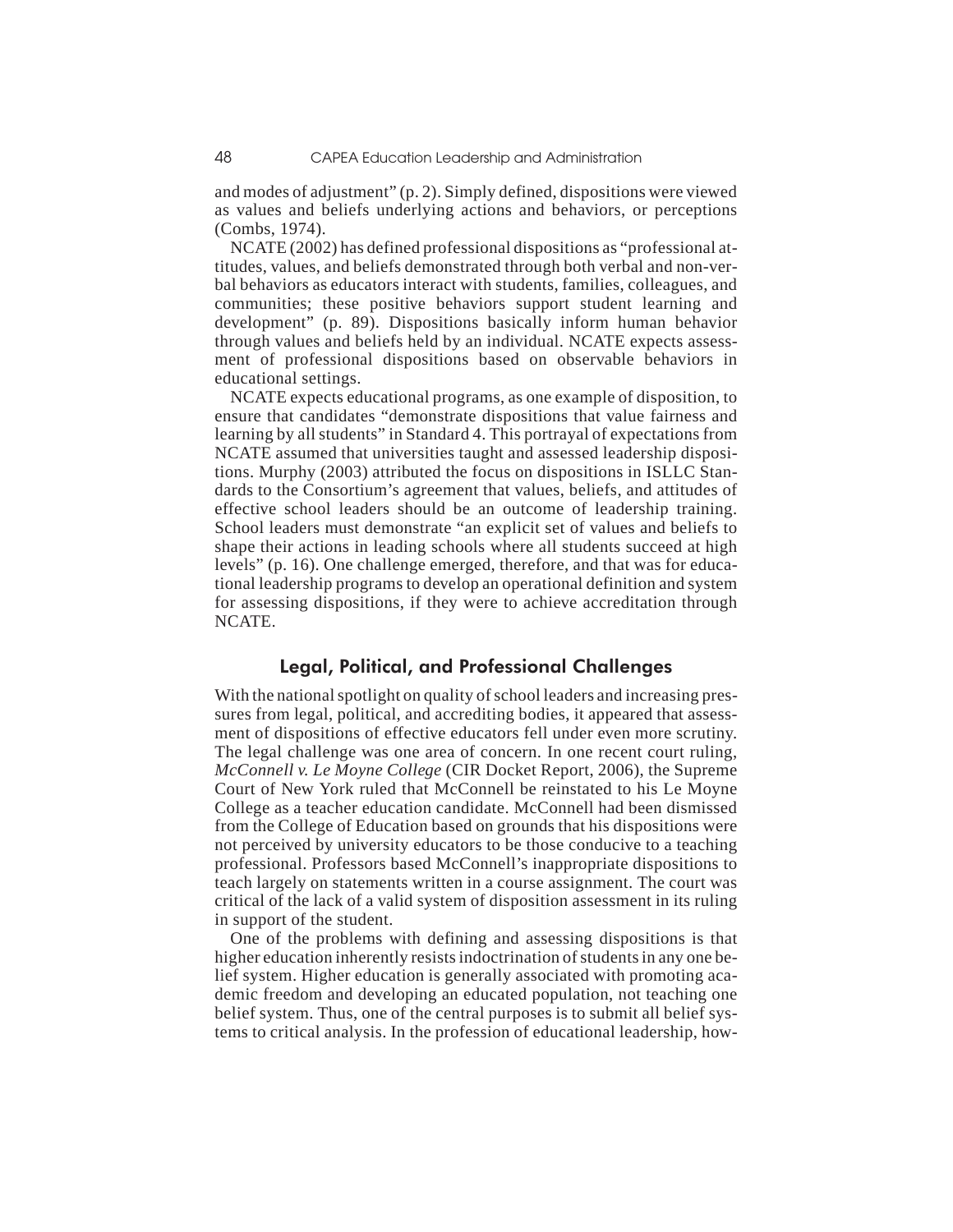and modes of adjustment" (p. 2). Simply defined, dispositions were viewed as values and beliefs underlying actions and behaviors, or perceptions (Combs, 1974).

NCATE (2002) has defined professional dispositions as "professional attitudes, values, and beliefs demonstrated through both verbal and non-verbal behaviors as educators interact with students, families, colleagues, and communities; these positive behaviors support student learning and development" (p. 89). Dispositions basically inform human behavior through values and beliefs held by an individual. NCATE expects assessment of professional dispositions based on observable behaviors in educational settings.

NCATE expects educational programs, as one example of disposition, to ensure that candidates "demonstrate dispositions that value fairness and learning by all students" in Standard 4. This portrayal of expectations from NCATE assumed that universities taught and assessed leadership dispositions. Murphy (2003) attributed the focus on dispositions in ISLLC Standards to the Consortium's agreement that values, beliefs, and attitudes of effective school leaders should be an outcome of leadership training. School leaders must demonstrate "an explicit set of values and beliefs to shape their actions in leading schools where all students succeed at high levels" (p. 16). One challenge emerged, therefore, and that was for educational leadership programs to develop an operational definition and system for assessing dispositions, if they were to achieve accreditation through NCATE.

## Legal, Political, and Professional Challenges

With the national spotlight on quality of school leaders and increasing pressures from legal, political, and accrediting bodies, it appeared that assessment of dispositions of effective educators fell under even more scrutiny. The legal challenge was one area of concern. In one recent court ruling, *McConnell v. Le Moyne College* (CIR Docket Report, 2006), the Supreme Court of New York ruled that McConnell be reinstated to his Le Moyne College as a teacher education candidate. McConnell had been dismissed from the College of Education based on grounds that his dispositions were not perceived by university educators to be those conducive to a teaching professional. Professors based McConnell's inappropriate dispositions to teach largely on statements written in a course assignment. The court was critical of the lack of a valid system of disposition assessment in its ruling in support of the student.

One of the problems with defining and assessing dispositions is that higher education inherently resists indoctrination of students in any one belief system. Higher education is generally associated with promoting academic freedom and developing an educated population, not teaching one belief system. Thus, one of the central purposes is to submit all belief systems to critical analysis. In the profession of educational leadership, how-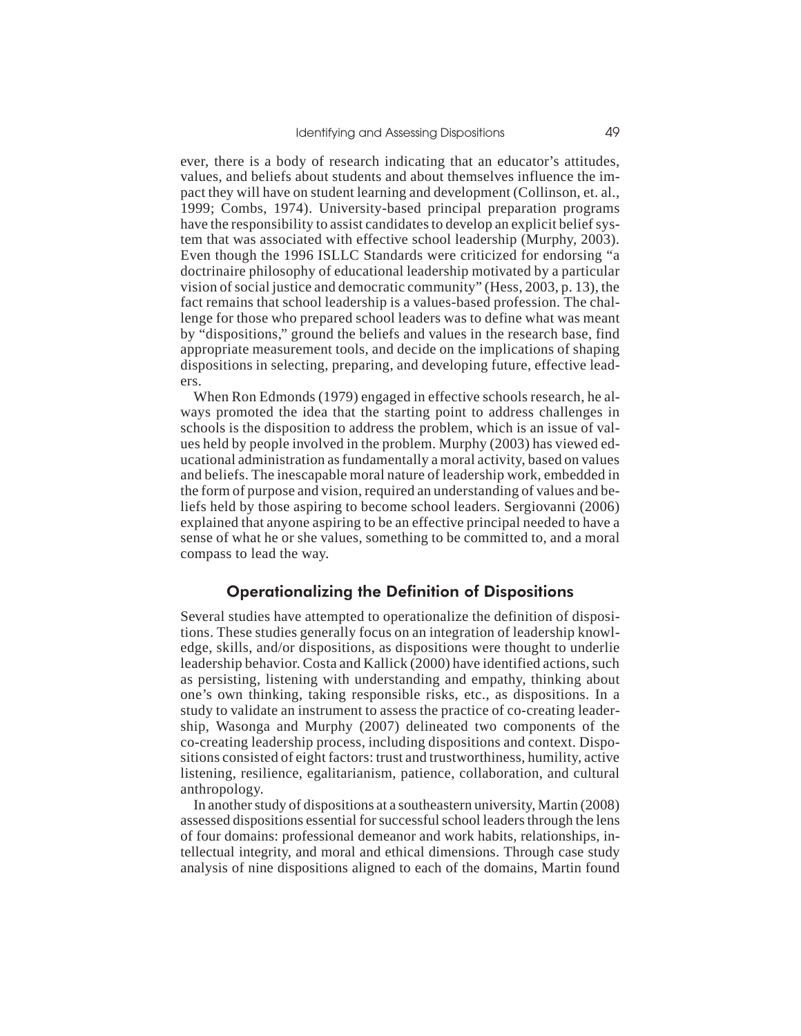ever, there is a body of research indicating that an educator's attitudes, values, and beliefs about students and about themselves influence the impact they will have on student learning and development (Collinson, et. al., 1999; Combs, 1974). University-based principal preparation programs have the responsibility to assist candidates to develop an explicit belief system that was associated with effective school leadership (Murphy, 2003). Even though the 1996 ISLLC Standards were criticized for endorsing "a doctrinaire philosophy of educational leadership motivated by a particular vision of social justice and democratic community" (Hess, 2003, p. 13), the fact remains that school leadership is a values-based profession. The challenge for those who prepared school leaders was to define what was meant by "dispositions," ground the beliefs and values in the research base, find appropriate measurement tools, and decide on the implications of shaping dispositions in selecting, preparing, and developing future, effective leaders.

When Ron Edmonds (1979) engaged in effective schools research, he always promoted the idea that the starting point to address challenges in schools is the disposition to address the problem, which is an issue of values held by people involved in the problem. Murphy (2003) has viewed educational administration as fundamentally a moral activity, based on values and beliefs. The inescapable moral nature of leadership work, embedded in the form of purpose and vision, required an understanding of values and beliefs held by those aspiring to become school leaders. Sergiovanni (2006) explained that anyone aspiring to be an effective principal needed to have a sense of what he or she values, something to be committed to, and a moral compass to lead the way.

## Operationalizing the Definition of Dispositions

Several studies have attempted to operationalize the definition of dispositions. These studies generally focus on an integration of leadership knowledge, skills, and/or dispositions, as dispositions were thought to underlie leadership behavior. Costa and Kallick (2000) have identified actions, such as persisting, listening with understanding and empathy, thinking about one's own thinking, taking responsible risks, etc., as dispositions. In a study to validate an instrument to assess the practice of co-creating leadership, Wasonga and Murphy (2007) delineated two components of the co-creating leadership process, including dispositions and context. Dispositions consisted of eight factors: trust and trustworthiness, humility, active listening, resilience, egalitarianism, patience, collaboration, and cultural anthropology.

In another study of dispositions at a southeastern university, Martin (2008) assessed dispositions essential for successful school leaders through the lens of four domains: professional demeanor and work habits, relationships, intellectual integrity, and moral and ethical dimensions. Through case study analysis of nine dispositions aligned to each of the domains, Martin found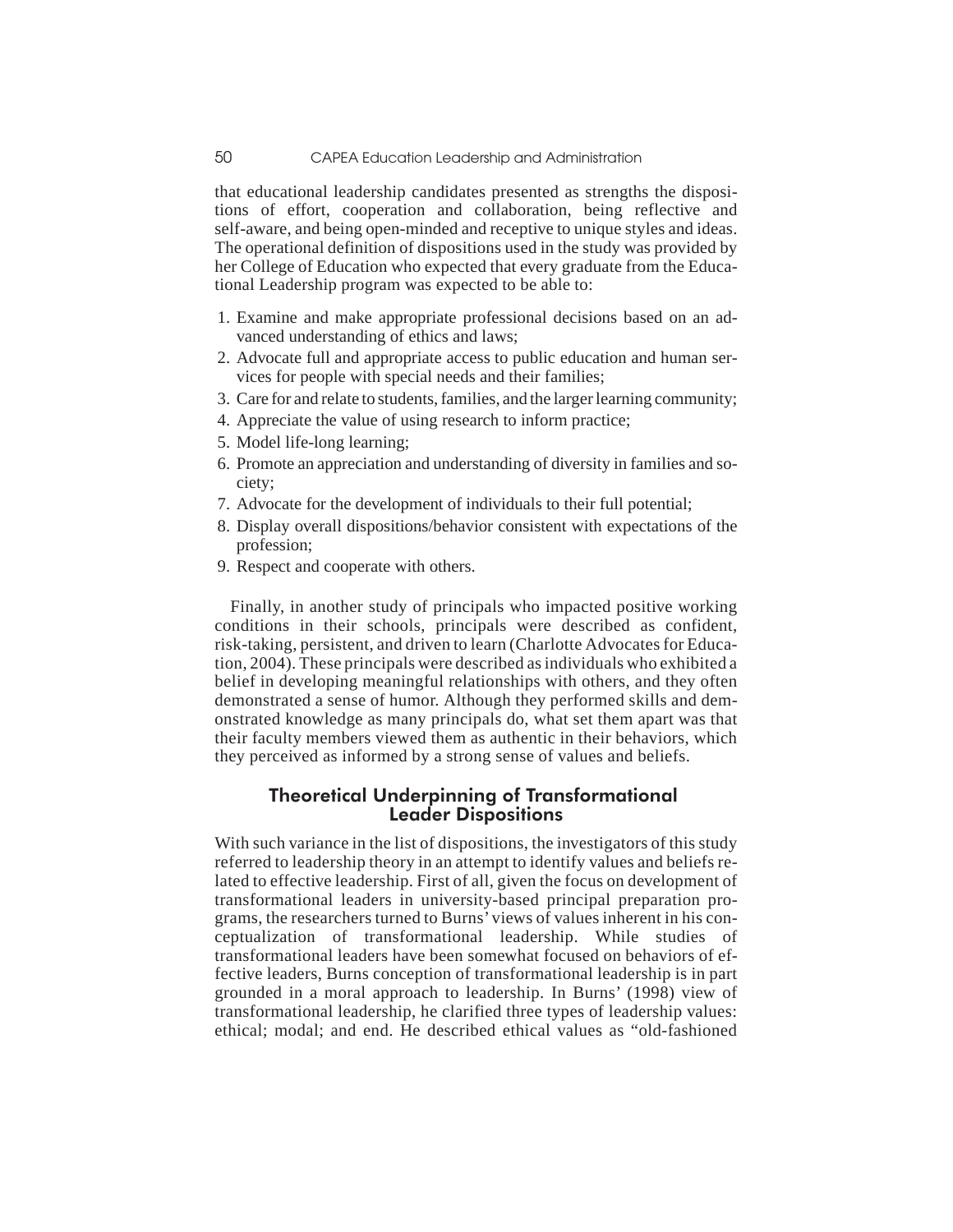that educational leadership candidates presented as strengths the dispositions of effort, cooperation and collaboration, being reflective and self-aware, and being open-minded and receptive to unique styles and ideas. The operational definition of dispositions used in the study was provided by her College of Education who expected that every graduate from the Educational Leadership program was expected to be able to:

1. Examine and make appropriate professional decisions based on an advanced understanding of ethics and laws;
2. Advocate full and appropriate access to public education and human services for people with special needs and their families;
3. Care for and relate to students, families, and the larger learning community;
4. Appreciate the value of using research to inform practice;
5. Model life-long learning;
6. Promote an appreciation and understanding of diversity in families and society;
7. Advocate for the development of individuals to their full potential;
8. Display overall dispositions/behavior consistent with expectations of the profession;
9. Respect and cooperate with others.

Finally, in another study of principals who impacted positive working conditions in their schools, principals were described as confident, risk-taking, persistent, and driven to learn (Charlotte Advocates for Education, 2004). These principals were described as individuals who exhibited a belief in developing meaningful relationships with others, and they often demonstrated a sense of humor. Although they performed skills and demonstrated knowledge as many principals do, what set them apart was that their faculty members viewed them as authentic in their behaviors, which they perceived as informed by a strong sense of values and beliefs.

## Theoretical Underpinning of Transformational Leader Dispositions

With such variance in the list of dispositions, the investigators of this study referred to leadership theory in an attempt to identify values and beliefs related to effective leadership. First of all, given the focus on development of transformational leaders in university-based principal preparation programs, the researchers turned to Burns' views of values inherent in his conceptualization of transformational leadership. While studies of transformational leaders have been somewhat focused on behaviors of effective leaders, Burns conception of transformational leadership is in part grounded in a moral approach to leadership. In Burns' (1998) view of transformational leadership, he clarified three types of leadership values: ethical; modal; and end. He described ethical values as "old-fashioned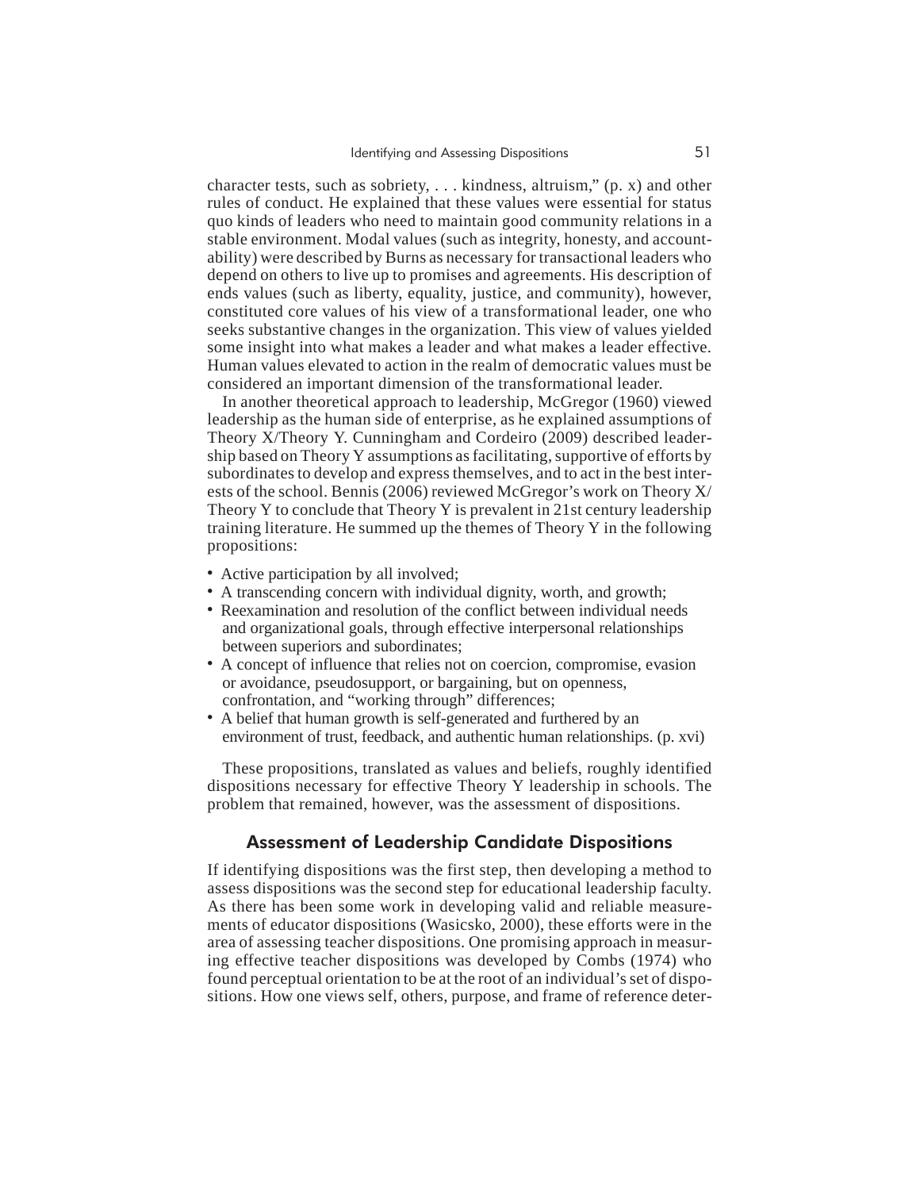character tests, such as sobriety, . . . kindness, altruism," (p. x) and other rules of conduct. He explained that these values were essential for status quo kinds of leaders who need to maintain good community relations in a stable environment. Modal values (such as integrity, honesty, and accountability) were described by Burns as necessary for transactional leaders who depend on others to live up to promises and agreements. His description of ends values (such as liberty, equality, justice, and community), however, constituted core values of his view of a transformational leader, one who seeks substantive changes in the organization. This view of values yielded some insight into what makes a leader and what makes a leader effective. Human values elevated to action in the realm of democratic values must be considered an important dimension of the transformational leader.

In another theoretical approach to leadership, McGregor (1960) viewed leadership as the human side of enterprise, as he explained assumptions of Theory X/Theory Y. Cunningham and Cordeiro (2009) described leadership based on Theory Y assumptions as facilitating, supportive of efforts by subordinates to develop and express themselves, and to act in the best interests of the school. Bennis (2006) reviewed McGregor's work on Theory X/ Theory Y to conclude that Theory Y is prevalent in 21st century leadership training literature. He summed up the themes of Theory Y in the following propositions:

- Active participation by all involved;
- A transcending concern with individual dignity, worth, and growth;
- Reexamination and resolution of the conflict between individual needs and organizational goals, through effective interpersonal relationships between superiors and subordinates;
- A concept of influence that relies not on coercion, compromise, evasion or avoidance, pseudosupport, or bargaining, but on openness, confrontation, and "working through" differences;
- A belief that human growth is self-generated and furthered by an environment of trust, feedback, and authentic human relationships. (p. xvi)

These propositions, translated as values and beliefs, roughly identified dispositions necessary for effective Theory Y leadership in schools. The problem that remained, however, was the assessment of dispositions.

## Assessment of Leadership Candidate Dispositions

If identifying dispositions was the first step, then developing a method to assess dispositions was the second step for educational leadership faculty. As there has been some work in developing valid and reliable measurements of educator dispositions (Wasicsko, 2000), these efforts were in the area of assessing teacher dispositions. One promising approach in measuring effective teacher dispositions was developed by Combs (1974) who found perceptual orientation to be at the root of an individual's set of dispositions. How one views self, others, purpose, and frame of reference deter-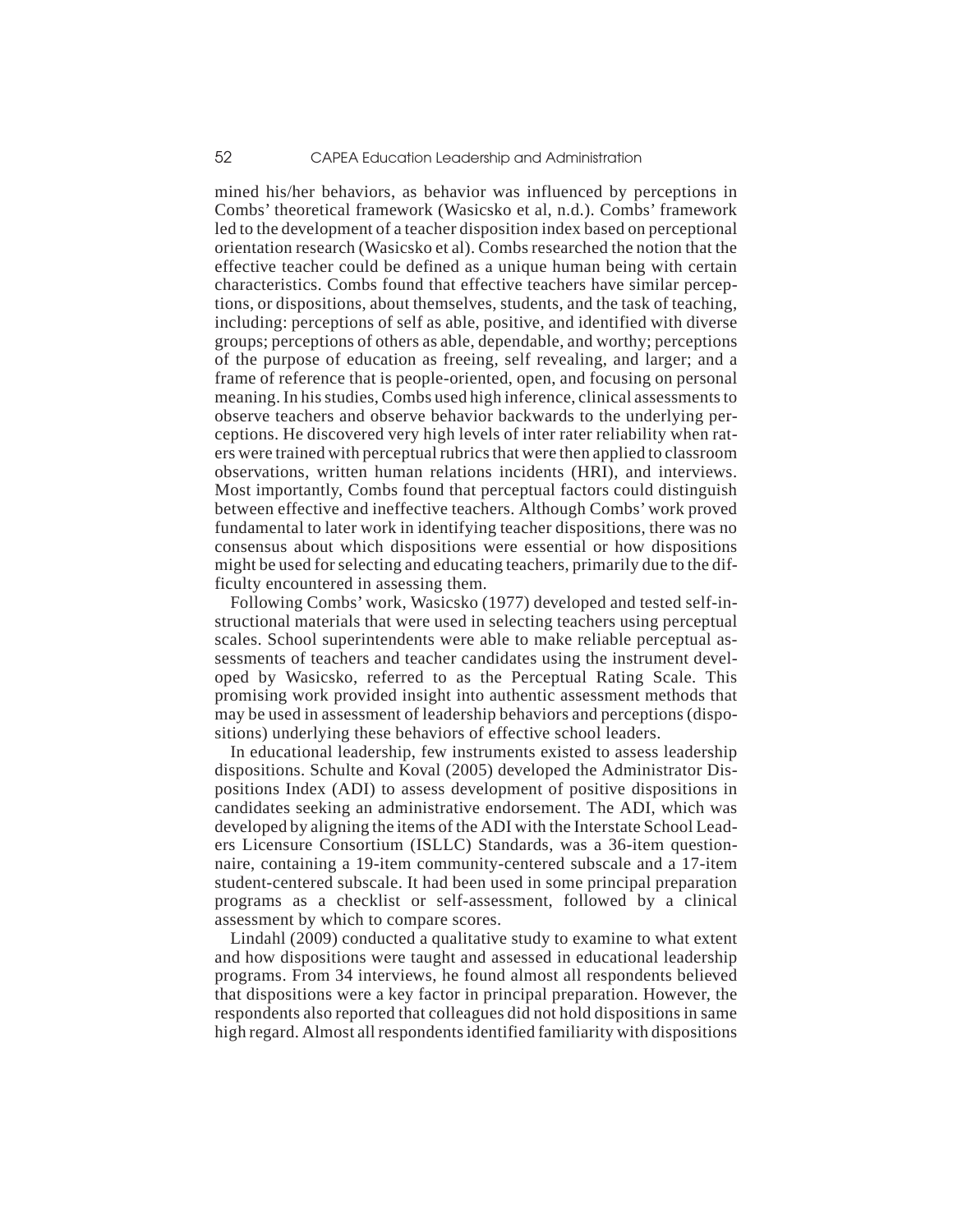mined his/her behaviors, as behavior was influenced by perceptions in Combs' theoretical framework (Wasicsko et al, n.d.). Combs' framework led to the development of a teacher disposition index based on perceptional orientation research (Wasicsko et al). Combs researched the notion that the effective teacher could be defined as a unique human being with certain characteristics. Combs found that effective teachers have similar perceptions, or dispositions, about themselves, students, and the task of teaching, including: perceptions of self as able, positive, and identified with diverse groups; perceptions of others as able, dependable, and worthy; perceptions of the purpose of education as freeing, self revealing, and larger; and a frame of reference that is people-oriented, open, and focusing on personal meaning. In his studies, Combs used high inference, clinical assessments to observe teachers and observe behavior backwards to the underlying perceptions. He discovered very high levels of inter rater reliability when raters were trained with perceptual rubrics that were then applied to classroom observations, written human relations incidents (HRI), and interviews. Most importantly, Combs found that perceptual factors could distinguish between effective and ineffective teachers. Although Combs' work proved fundamental to later work in identifying teacher dispositions, there was no consensus about which dispositions were essential or how dispositions might be used for selecting and educating teachers, primarily due to the difficulty encountered in assessing them.

Following Combs' work, Wasicsko (1977) developed and tested self-instructional materials that were used in selecting teachers using perceptual scales. School superintendents were able to make reliable perceptual assessments of teachers and teacher candidates using the instrument developed by Wasicsko, referred to as the Perceptual Rating Scale. This promising work provided insight into authentic assessment methods that may be used in assessment of leadership behaviors and perceptions (dispositions) underlying these behaviors of effective school leaders.

In educational leadership, few instruments existed to assess leadership dispositions. Schulte and Koval (2005) developed the Administrator Dispositions Index (ADI) to assess development of positive dispositions in candidates seeking an administrative endorsement. The ADI, which was developed by aligning the items of the ADI with the Interstate School Leaders Licensure Consortium (ISLLC) Standards, was a 36-item questionnaire, containing a 19-item community-centered subscale and a 17-item student-centered subscale. It had been used in some principal preparation programs as a checklist or self-assessment, followed by a clinical assessment by which to compare scores.

Lindahl (2009) conducted a qualitative study to examine to what extent and how dispositions were taught and assessed in educational leadership programs. From 34 interviews, he found almost all respondents believed that dispositions were a key factor in principal preparation. However, the respondents also reported that colleagues did not hold dispositions in same high regard. Almost all respondents identified familiarity with dispositions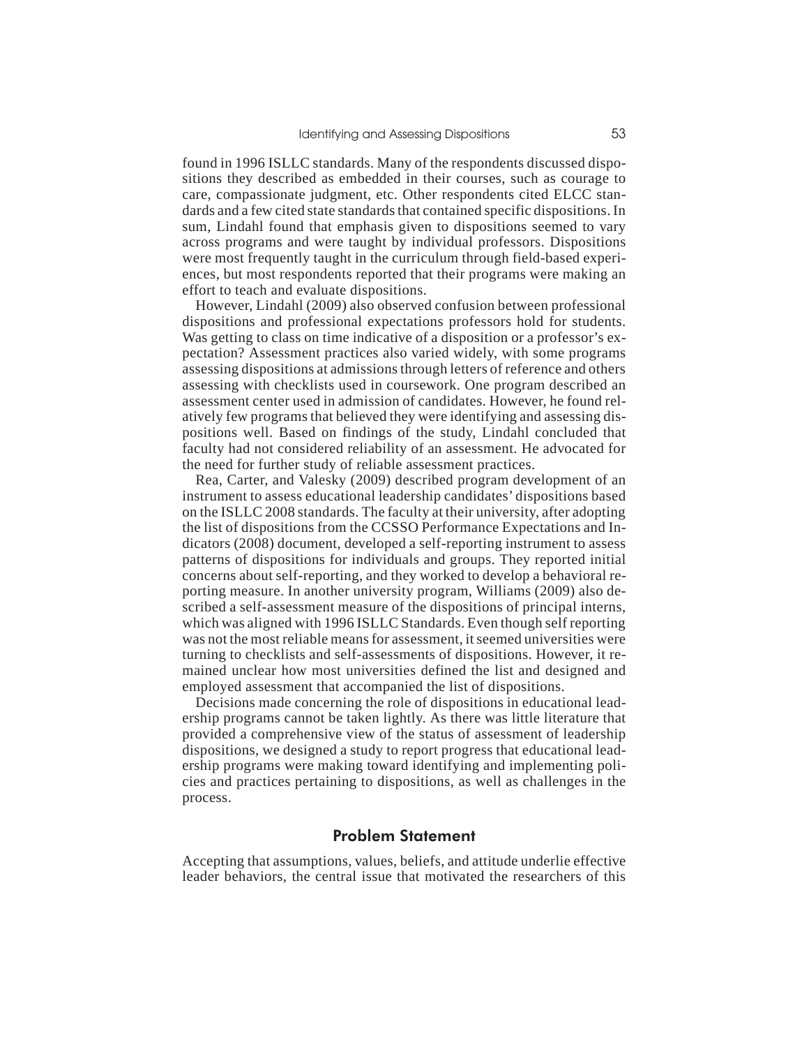found in 1996 ISLLC standards. Many of the respondents discussed dispositions they described as embedded in their courses, such as courage to care, compassionate judgment, etc. Other respondents cited ELCC standards and a few cited state standards that contained specific dispositions. In sum, Lindahl found that emphasis given to dispositions seemed to vary across programs and were taught by individual professors. Dispositions were most frequently taught in the curriculum through field-based experiences, but most respondents reported that their programs were making an effort to teach and evaluate dispositions.

However, Lindahl (2009) also observed confusion between professional dispositions and professional expectations professors hold for students. Was getting to class on time indicative of a disposition or a professor's expectation? Assessment practices also varied widely, with some programs assessing dispositions at admissions through letters of reference and others assessing with checklists used in coursework. One program described an assessment center used in admission of candidates. However, he found relatively few programs that believed they were identifying and assessing dispositions well. Based on findings of the study, Lindahl concluded that faculty had not considered reliability of an assessment. He advocated for the need for further study of reliable assessment practices.

Rea, Carter, and Valesky (2009) described program development of an instrument to assess educational leadership candidates' dispositions based on the ISLLC 2008 standards. The faculty at their university, after adopting the list of dispositions from the CCSSO Performance Expectations and Indicators (2008) document, developed a self-reporting instrument to assess patterns of dispositions for individuals and groups. They reported initial concerns about self-reporting, and they worked to develop a behavioral reporting measure. In another university program, Williams (2009) also described a self-assessment measure of the dispositions of principal interns, which was aligned with 1996 ISLLC Standards. Even though self reporting was not the most reliable means for assessment, it seemed universities were turning to checklists and self-assessments of dispositions. However, it remained unclear how most universities defined the list and designed and employed assessment that accompanied the list of dispositions.

Decisions made concerning the role of dispositions in educational leadership programs cannot be taken lightly. As there was little literature that provided a comprehensive view of the status of assessment of leadership dispositions, we designed a study to report progress that educational leadership programs were making toward identifying and implementing policies and practices pertaining to dispositions, as well as challenges in the process.

## Problem Statement

Accepting that assumptions, values, beliefs, and attitude underlie effective leader behaviors, the central issue that motivated the researchers of this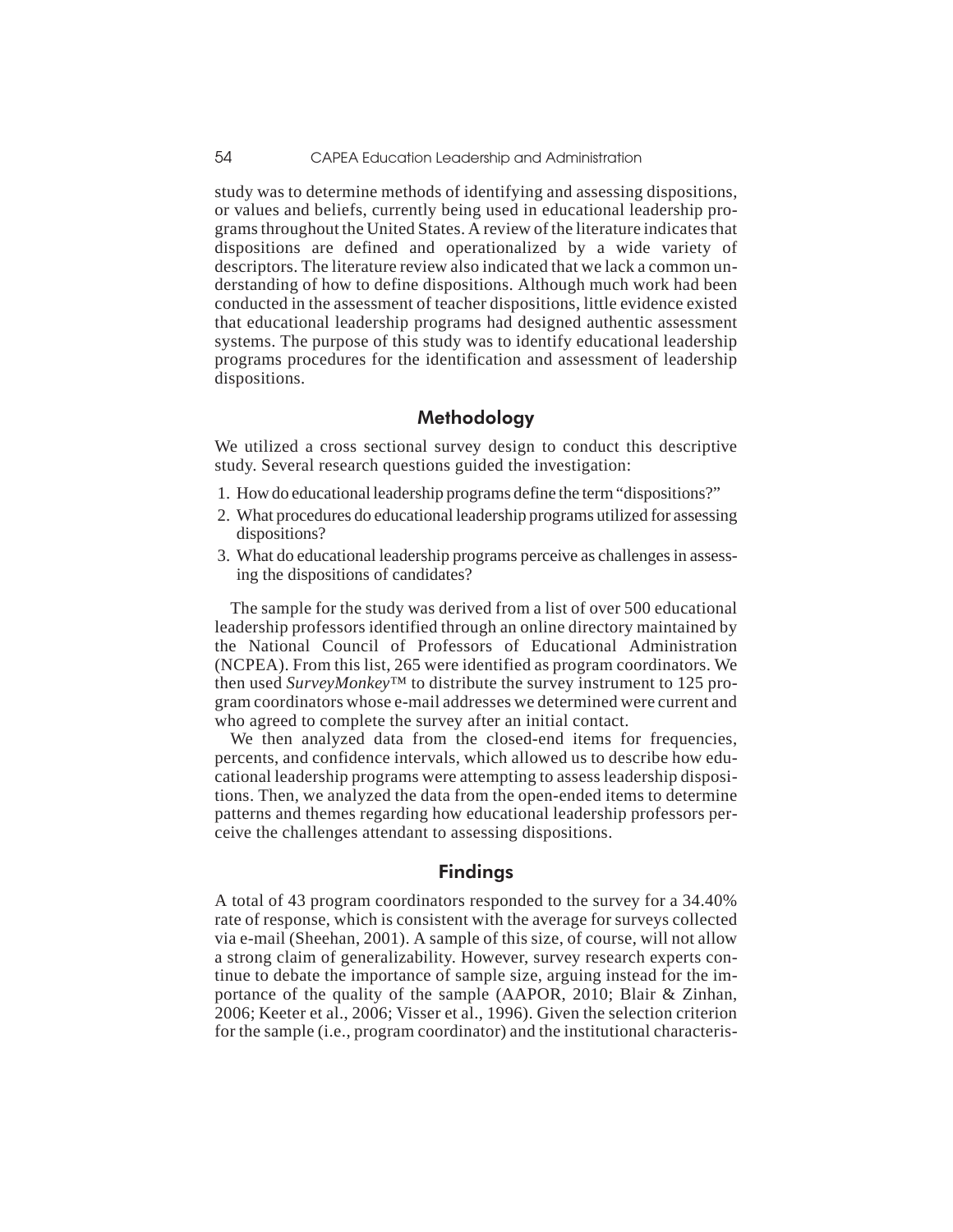study was to determine methods of identifying and assessing dispositions, or values and beliefs, currently being used in educational leadership programs throughout the United States. A review of the literature indicates that dispositions are defined and operationalized by a wide variety of descriptors. The literature review also indicated that we lack a common understanding of how to define dispositions. Although much work had been conducted in the assessment of teacher dispositions, little evidence existed that educational leadership programs had designed authentic assessment systems. The purpose of this study was to identify educational leadership programs procedures for the identification and assessment of leadership dispositions.

## Methodology

We utilized a cross sectional survey design to conduct this descriptive study. Several research questions guided the investigation:

1. How do educational leadership programs define the term "dispositions?"
2. What procedures do educational leadership programs utilized for assessing dispositions?
3. What do educational leadership programs perceive as challenges in assessing the dispositions of candidates?

The sample for the study was derived from a list of over 500 educational leadership professors identified through an online directory maintained by the National Council of Professors of Educational Administration (NCPEA). From this list, 265 were identified as program coordinators. We then used *SurveyMonkey*™ to distribute the survey instrument to 125 program coordinators whose e-mail addresses we determined were current and who agreed to complete the survey after an initial contact.

We then analyzed data from the closed-end items for frequencies, percents, and confidence intervals, which allowed us to describe how educational leadership programs were attempting to assess leadership dispositions. Then, we analyzed the data from the open-ended items to determine patterns and themes regarding how educational leadership professors perceive the challenges attendant to assessing dispositions.

## Findings

A total of 43 program coordinators responded to the survey for a 34.40% rate of response, which is consistent with the average for surveys collected via e-mail (Sheehan, 2001). A sample of this size, of course, will not allow a strong claim of generalizability. However, survey research experts continue to debate the importance of sample size, arguing instead for the importance of the quality of the sample (AAPOR, 2010; Blair & Zinhan, 2006; Keeter et al., 2006; Visser et al., 1996). Given the selection criterion for the sample (i.e., program coordinator) and the institutional characteris-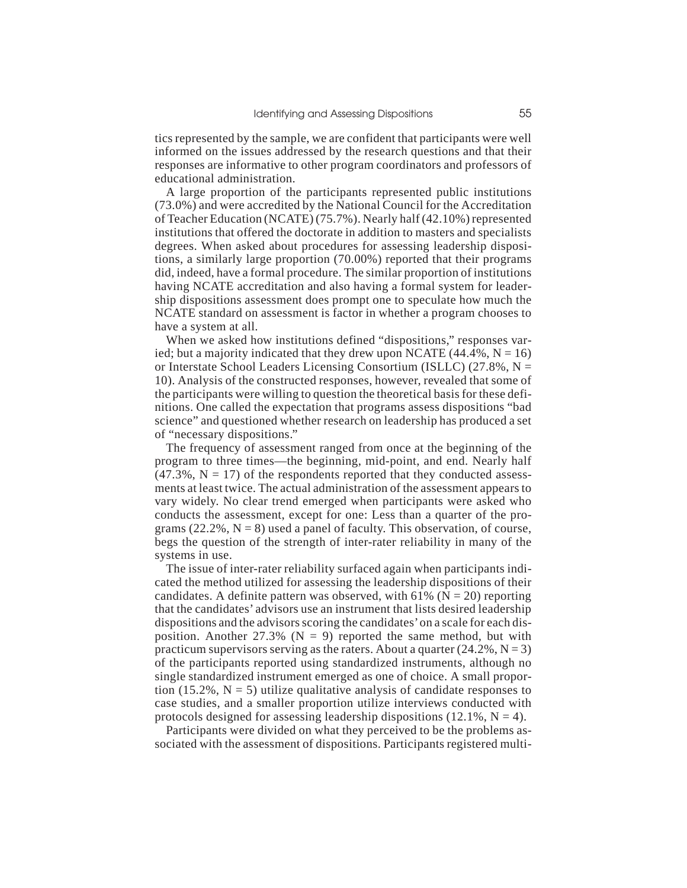tics represented by the sample, we are confident that participants were well informed on the issues addressed by the research questions and that their responses are informative to other program coordinators and professors of educational administration.

A large proportion of the participants represented public institutions (73.0%) and were accredited by the National Council for the Accreditation of Teacher Education (NCATE) (75.7%). Nearly half (42.10%) represented institutions that offered the doctorate in addition to masters and specialists degrees. When asked about procedures for assessing leadership dispositions, a similarly large proportion (70.00%) reported that their programs did, indeed, have a formal procedure. The similar proportion of institutions having NCATE accreditation and also having a formal system for leadership dispositions assessment does prompt one to speculate how much the NCATE standard on assessment is factor in whether a program chooses to have a system at all.

When we asked how institutions defined "dispositions," responses varied; but a majority indicated that they drew upon NCATE (44.4%, N = 16) or Interstate School Leaders Licensing Consortium (ISLLC) (27.8%, N = 10). Analysis of the constructed responses, however, revealed that some of the participants were willing to question the theoretical basis for these definitions. One called the expectation that programs assess dispositions "bad science" and questioned whether research on leadership has produced a set of "necessary dispositions."

The frequency of assessment ranged from once at the beginning of the program to three times—the beginning, mid-point, and end. Nearly half (47.3%, N = 17) of the respondents reported that they conducted assessments at least twice. The actual administration of the assessment appears to vary widely. No clear trend emerged when participants were asked who conducts the assessment, except for one: Less than a quarter of the programs (22.2%, N = 8) used a panel of faculty. This observation, of course, begs the question of the strength of inter-rater reliability in many of the systems in use.

The issue of inter-rater reliability surfaced again when participants indicated the method utilized for assessing the leadership dispositions of their candidates. A definite pattern was observed, with 61% (N = 20) reporting that the candidates' advisors use an instrument that lists desired leadership dispositions and the advisors scoring the candidates' on a scale for each disposition. Another 27.3% (N = 9) reported the same method, but with practicum supervisors serving as the raters. About a quarter (24.2%, N = 3) of the participants reported using standardized instruments, although no single standardized instrument emerged as one of choice. A small proportion (15.2%, N = 5) utilize qualitative analysis of candidate responses to case studies, and a smaller proportion utilize interviews conducted with protocols designed for assessing leadership dispositions (12.1%, N = 4).

Participants were divided on what they perceived to be the problems associated with the assessment of dispositions. Participants registered multi-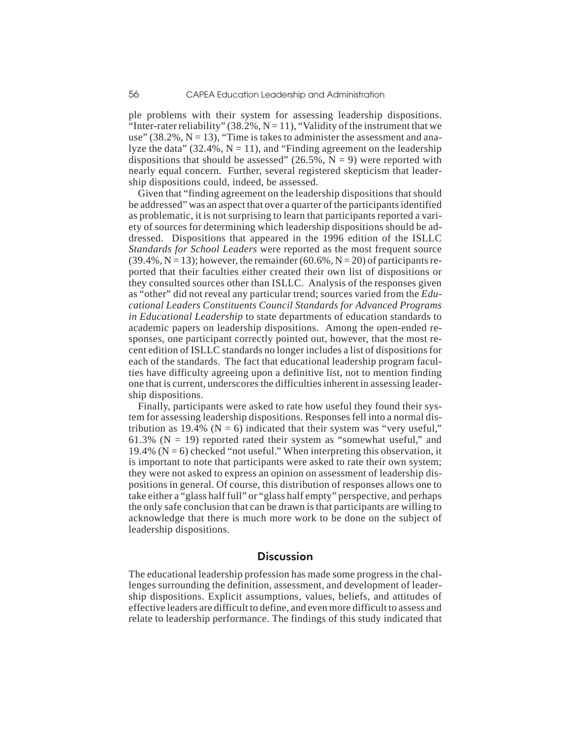ple problems with their system for assessing leadership dispositions. "Inter-rater reliability" (38.2%, N = 11), "Validity of the instrument that we use" (38.2%, N = 13), "Time is takes to administer the assessment and analyze the data" (32.4%, N = 11), and "Finding agreement on the leadership dispositions that should be assessed" (26.5%, N = 9) were reported with nearly equal concern. Further, several registered skepticism that leadership dispositions could, indeed, be assessed.

Given that "finding agreement on the leadership dispositions that should be addressed" was an aspect that over a quarter of the participants identified as problematic, it is not surprising to learn that participants reported a variety of sources for determining which leadership dispositions should be addressed. Dispositions that appeared in the 1996 edition of the ISLLC *Standards for School Leaders* were reported as the most frequent source (39.4%, N = 13); however, the remainder (60.6%, N = 20) of participants reported that their faculties either created their own list of dispositions or they consulted sources other than ISLLC. Analysis of the responses given as "other" did not reveal any particular trend; sources varied from the *Educational Leaders Constituents Council Standards for Advanced Programs in Educational Leadership* to state departments of education standards to academic papers on leadership dispositions. Among the open-ended responses, one participant correctly pointed out, however, that the most recent edition of ISLLC standards no longer includes a list of dispositions for each of the standards. The fact that educational leadership program faculties have difficulty agreeing upon a definitive list, not to mention finding one that is current, underscores the difficulties inherent in assessing leadership dispositions.

Finally, participants were asked to rate how useful they found their system for assessing leadership dispositions. Responses fell into a normal distribution as 19.4% (N = 6) indicated that their system was "very useful," 61.3% (N = 19) reported rated their system as "somewhat useful," and 19.4% (N = 6) checked "not useful." When interpreting this observation, it is important to note that participants were asked to rate their own system; they were not asked to express an opinion on assessment of leadership dispositions in general. Of course, this distribution of responses allows one to take either a "glass half full" or "glass half empty" perspective, and perhaps the only safe conclusion that can be drawn is that participants are willing to acknowledge that there is much more work to be done on the subject of leadership dispositions.

## Discussion

The educational leadership profession has made some progress in the challenges surrounding the definition, assessment, and development of leadership dispositions. Explicit assumptions, values, beliefs, and attitudes of effective leaders are difficult to define, and even more difficult to assess and relate to leadership performance. The findings of this study indicated that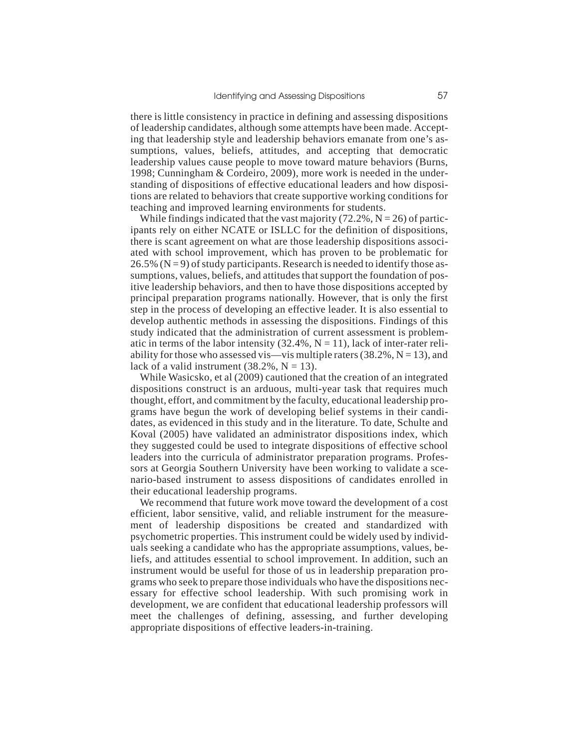there is little consistency in practice in defining and assessing dispositions of leadership candidates, although some attempts have been made. Accepting that leadership style and leadership behaviors emanate from one's assumptions, values, beliefs, attitudes, and accepting that democratic leadership values cause people to move toward mature behaviors (Burns, 1998; Cunningham & Cordeiro, 2009), more work is needed in the understanding of dispositions of effective educational leaders and how dispositions are related to behaviors that create supportive working conditions for teaching and improved learning environments for students.

While findings indicated that the vast majority (72.2%, N = 26) of participants rely on either NCATE or ISLLC for the definition of dispositions, there is scant agreement on what are those leadership dispositions associated with school improvement, which has proven to be problematic for 26.5% (N = 9) of study participants. Research is needed to identify those assumptions, values, beliefs, and attitudes that support the foundation of positive leadership behaviors, and then to have those dispositions accepted by principal preparation programs nationally. However, that is only the first step in the process of developing an effective leader. It is also essential to develop authentic methods in assessing the dispositions. Findings of this study indicated that the administration of current assessment is problematic in terms of the labor intensity (32.4%, N = 11), lack of inter-rater reliability for those who assessed vis—vis multiple raters (38.2%, N = 13), and lack of a valid instrument (38.2%, N = 13).

While Wasicsko, et al (2009) cautioned that the creation of an integrated dispositions construct is an arduous, multi-year task that requires much thought, effort, and commitment by the faculty, educational leadership programs have begun the work of developing belief systems in their candidates, as evidenced in this study and in the literature. To date, Schulte and Koval (2005) have validated an administrator dispositions index, which they suggested could be used to integrate dispositions of effective school leaders into the curricula of administrator preparation programs. Professors at Georgia Southern University have been working to validate a scenario-based instrument to assess dispositions of candidates enrolled in their educational leadership programs.

We recommend that future work move toward the development of a cost efficient, labor sensitive, valid, and reliable instrument for the measurement of leadership dispositions be created and standardized with psychometric properties. This instrument could be widely used by individuals seeking a candidate who has the appropriate assumptions, values, beliefs, and attitudes essential to school improvement. In addition, such an instrument would be useful for those of us in leadership preparation programs who seek to prepare those individuals who have the dispositions necessary for effective school leadership. With such promising work in development, we are confident that educational leadership professors will meet the challenges of defining, assessing, and further developing appropriate dispositions of effective leaders-in-training.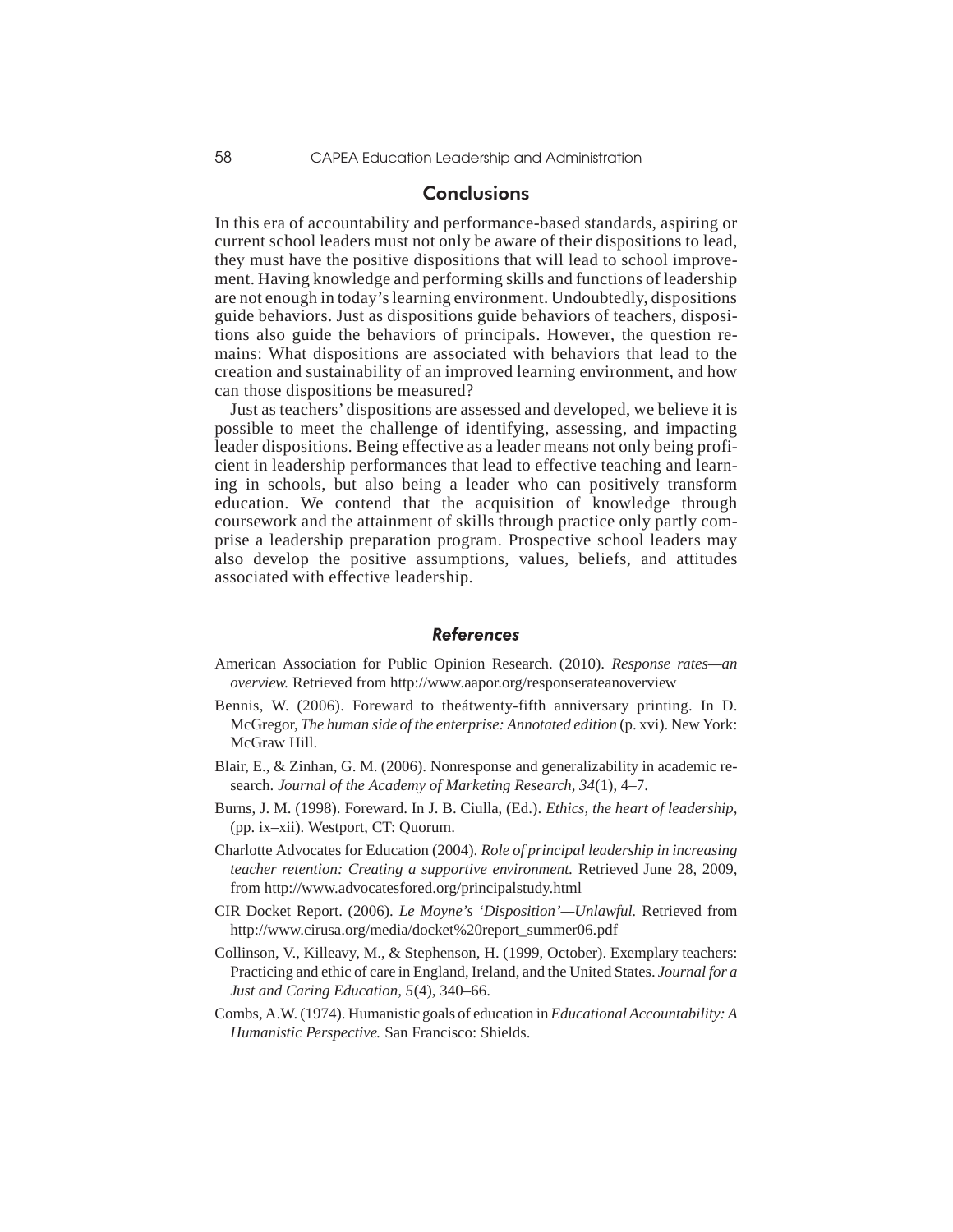## Conclusions

In this era of accountability and performance-based standards, aspiring or current school leaders must not only be aware of their dispositions to lead, they must have the positive dispositions that will lead to school improvement. Having knowledge and performing skills and functions of leadership are not enough in today's learning environment. Undoubtedly, dispositions guide behaviors. Just as dispositions guide behaviors of teachers, dispositions also guide the behaviors of principals. However, the question remains: What dispositions are associated with behaviors that lead to the creation and sustainability of an improved learning environment, and how can those dispositions be measured?

Just as teachers' dispositions are assessed and developed, we believe it is possible to meet the challenge of identifying, assessing, and impacting leader dispositions. Being effective as a leader means not only being proficient in leadership performances that lead to effective teaching and learning in schools, but also being a leader who can positively transform education. We contend that the acquisition of knowledge through coursework and the attainment of skills through practice only partly comprise a leadership preparation program. Prospective school leaders may also develop the positive assumptions, values, beliefs, and attitudes associated with effective leadership.

### *References*

American Association for Public Opinion Research. (2010). *Response rates—an overview.* Retrieved from http://www.aapor.org/responserateanoverview

Bennis, W. (2006). Foreward to theátwenty-fifth anniversary printing. In D. McGregor, *The human side of the enterprise: Annotated edition* (p. xvi). New York: McGraw Hill.

Blair, E., & Zinhan, G. M. (2006). Nonresponse and generalizability in academic research. *Journal of the Academy of Marketing Research, 34*(1), 4–7.

Burns, J. M. (1998). Foreward. In J. B. Ciulla, (Ed.). *Ethics, the heart of leadership,* (pp. ix–xii). Westport, CT: Quorum.

Charlotte Advocates for Education (2004). *Role of principal leadership in increasing teacher retention: Creating a supportive environment.* Retrieved June 28, 2009, from http://www.advocatesfored.org/principalstudy.html

CIR Docket Report. (2006). *Le Moyne's 'Disposition'—Unlawful.* Retrieved from http://www.cirusa.org/media/docket%20report_summer06.pdf

Collinson, V., Killeavy, M., & Stephenson, H. (1999, October). Exemplary teachers: Practicing and ethic of care in England, Ireland, and the United States. *Journal for a Just and Caring Education, 5*(4), 340–66.

Combs, A.W. (1974). Humanistic goals of education in *Educational Accountability: A Humanistic Perspective.* San Francisco: Shields.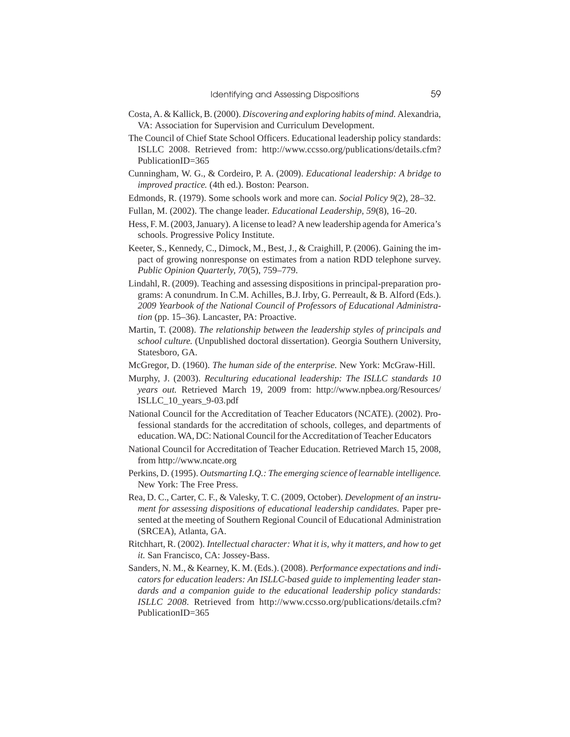Costa, A. & Kallick, B. (2000). *Discovering and exploring habits of mind.* Alexandria, VA: Association for Supervision and Curriculum Development.

The Council of Chief State School Officers. Educational leadership policy standards: ISLLC 2008. Retrieved from: http://www.ccsso.org/publications/details.cfm?PublicationID=365

Cunningham, W. G., & Cordeiro, P. A. (2009). *Educational leadership: A bridge to improved practice.* (4th ed.). Boston: Pearson.

Edmonds, R. (1979). Some schools work and more can. *Social Policy 9*(2), 28–32.

Fullan, M. (2002). The change leader. *Educational Leadership, 59*(8), 16–20.

Hess, F. M. (2003, January). A license to lead? A new leadership agenda for America's schools. Progressive Policy Institute.

Keeter, S., Kennedy, C., Dimock, M., Best, J., & Craighill, P. (2006). Gaining the impact of growing nonresponse on estimates from a nation RDD telephone survey. *Public Opinion Quarterly, 70*(5), 759–779.

Lindahl, R. (2009). Teaching and assessing dispositions in principal-preparation programs: A conundrum. In C.M. Achilles, B.J. Irby, G. Perreault, & B. Alford (Eds.). *2009 Yearbook of the National Council of Professors of Educational Administration* (pp. 15–36). Lancaster, PA: Proactive.

Martin, T. (2008). *The relationship between the leadership styles of principals and school culture.* (Unpublished doctoral dissertation). Georgia Southern University, Statesboro, GA.

McGregor, D. (1960). *The human side of the enterprise.* New York: McGraw-Hill.

Murphy, J. (2003). *Reculturing educational leadership: The ISLLC standards 10 years out.* Retrieved March 19, 2009 from: http://www.npbea.org/Resources/ISLLC_10_years_9-03.pdf

National Council for the Accreditation of Teacher Educators (NCATE). (2002). Professional standards for the accreditation of schools, colleges, and departments of education. WA, DC: National Council for the Accreditation of Teacher Educators

National Council for Accreditation of Teacher Education. Retrieved March 15, 2008, from http://www.ncate.org

Perkins, D. (1995). *Outsmarting I.Q.: The emerging science of learnable intelligence.* New York: The Free Press.

Rea, D. C., Carter, C. F., & Valesky, T. C. (2009, October). *Development of an instrument for assessing dispositions of educational leadership candidates.* Paper presented at the meeting of Southern Regional Council of Educational Administration (SRCEA), Atlanta, GA.

Ritchhart, R. (2002). *Intellectual character: What it is, why it matters, and how to get it.* San Francisco, CA: Jossey-Bass.

Sanders, N. M., & Kearney, K. M. (Eds.). (2008). *Performance expectations and indicators for education leaders: An ISLLC-based guide to implementing leader standards and a companion guide to the educational leadership policy standards: ISLLC 2008.* Retrieved from http://www.ccsso.org/publications/details.cfm?PublicationID=365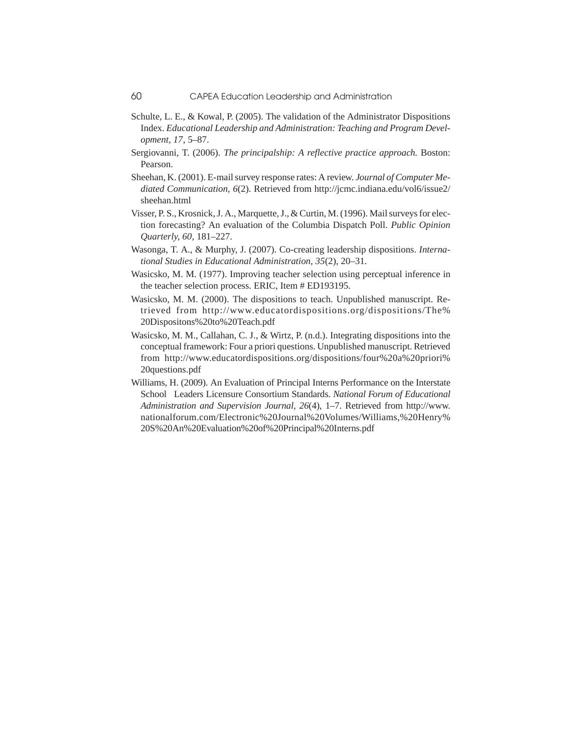Schulte, L. E., & Kowal, P. (2005). The validation of the Administrator Dispositions Index. *Educational Leadership and Administration: Teaching and Program Development, 17*, 5–87.

Sergiovanni, T. (2006). *The principalship: A reflective practice approach.* Boston: Pearson.

Sheehan, K. (2001). E-mail survey response rates: A review. *Journal of Computer Mediated Communication, 6*(2). Retrieved from http://jcmc.indiana.edu/vol6/issue2/sheehan.html

Visser, P. S., Krosnick, J. A., Marquette, J., & Curtin, M. (1996). Mail surveys for election forecasting? An evaluation of the Columbia Dispatch Poll. *Public Opinion Quarterly, 60*, 181–227.

Wasonga, T. A., & Murphy, J. (2007). Co-creating leadership dispositions. *International Studies in Educational Administration, 35*(2), 20–31.

Wasicsko, M. M. (1977). Improving teacher selection using perceptual inference in the teacher selection process. ERIC, Item # ED193195.

Wasicsko, M. M. (2000). The dispositions to teach. Unpublished manuscript. Retrieved from http://www.educatordispositions.org/dispositions/The%20Dispositons%20to%20Teach.pdf

Wasicsko, M. M., Callahan, C. J., & Wirtz, P. (n.d.). Integrating dispositions into the conceptual framework: Four a priori questions. Unpublished manuscript. Retrieved from http://www.educatordispositions.org/dispositions/four%20a%20priori%20questions.pdf

Williams, H. (2009). An Evaluation of Principal Interns Performance on the Interstate School Leaders Licensure Consortium Standards. *National Forum of Educational Administration and Supervision Journal, 26*(4), 1–7. Retrieved from http://www.nationalforum.com/Electronic%20Journal%20Volumes/Williams,%20Henry%20S%20An%20Evaluation%20of%20Principal%20Interns.pdf